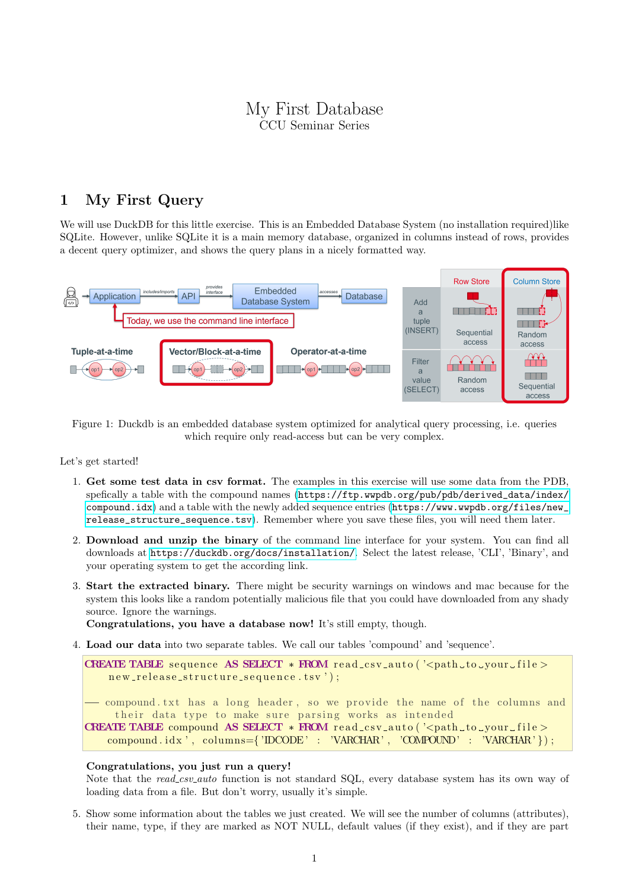# My First Database

CCU Seminar Series

## 1 My First Query

We will use DuckDB for this little exercise. This is an Embedded Database System (no installation required)like SQLite. However, unlike SQLite it is a main memory database, organized in columns instead of rows, provides a decent query optimizer, and shows the query plans in a nicely formatted way.

Figure 1: Duckdb is an embedded database system optimized for analytical query processing, i.e. queries which require only read-access but can be very complex.

Let's get started!

1. **Get some test data in csv format.** The examples in this exercise will use some data from the PDB, spefically a table with the compound names (https://ftp.wwpdb.org/pub/pdb/derived_data/index/compound.idx) and a table with the newly added sequence entries (https://www.wwpdb.org/files/new_release_structure_sequence.tsv). Remember where you save these files, you will need them later.

2. **Download and unzip the binary** of the command line interface for your system. You can find all downloads at https://duckdb.org/docs/installation/. Select the latest release, 'CLI', 'Binary', and your operating system to get the according link.

3. **Start the extracted binary.** There might be security warnings on windows and mac because for the system this looks like a random potentially malicious file that you could have downloaded from any shady source. Ignore the warnings.
   **Congratulations, you have a database now!** It's still empty, though.

4. **Load our data** into two separate tables. We call our tables 'compound' and 'sequence'.

```
CREATE TABLE sequence AS SELECT * FROM read_csv_auto('<path_to_your_file>
    new_release_structure_sequence.tsv');

-- compound.txt has a long header, so we provide the name of the columns and
    their data type to make sure parsing works as intended
CREATE TABLE compound AS SELECT * FROM read_csv_auto('<path_to_your_file>
    compound.idx', columns={'IDCODE' : 'VARCHAR', 'COMPOUND' : 'VARCHAR'});
```

   **Congratulations, you just run a query!**
   Note that the *read_csv_auto* function is not standard SQL, every database system has its own way of loading data from a file. But don't worry, usually it's simple.

5. Show some information about the tables we just created. We will see the number of columns (attributes), their name, type, if they are marked as NOT NULL, default values (if they exist), and if they are part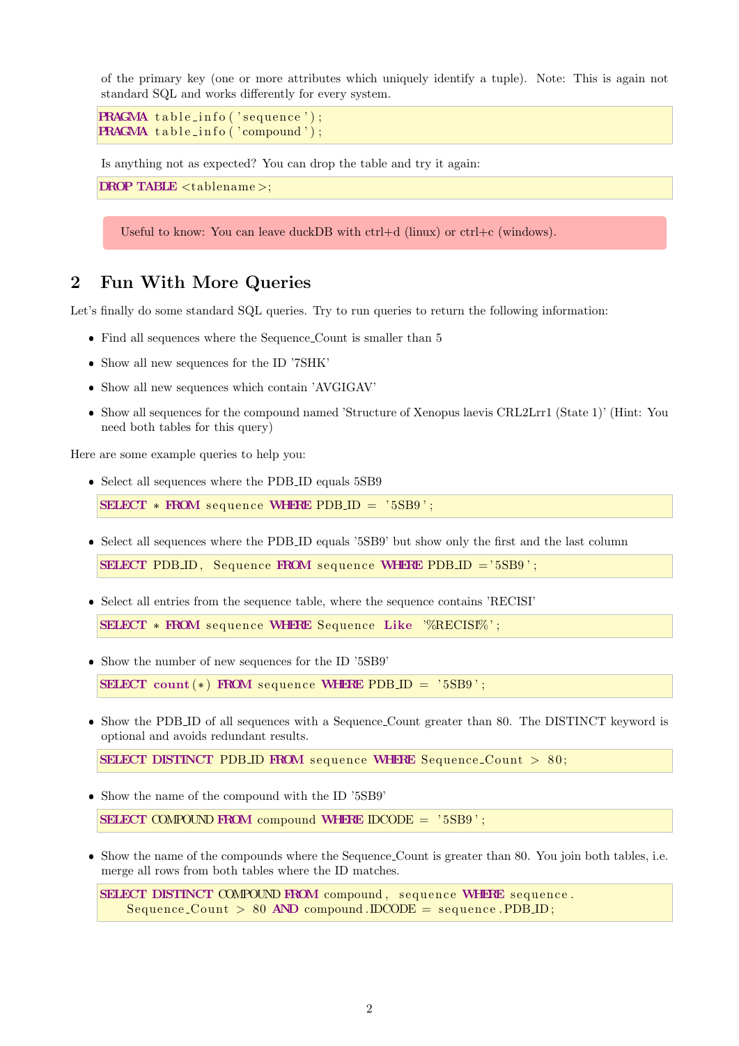of the primary key (one or more attributes which uniquely identify a tuple). Note: This is again not standard SQL and works differently for every system.

```
PRAGMA table_info('sequence');
PRAGMA table_info('compound');
```

Is anything not as expected? You can drop the table and try it again:

```
DROP TABLE <tablename>;
```

Useful to know: You can leave duckDB with ctrl+d (linux) or ctrl+c (windows).

## 2 Fun With More Queries

Let's finally do some standard SQL queries. Try to run queries to return the following information:

- Find all sequences where the Sequence_Count is smaller than 5
- Show all new sequences for the ID '7SHK'
- Show all new sequences which contain 'AVGIGAV'
- Show all sequences for the compound named 'Structure of Xenopus laevis CRL2Lrr1 (State 1)' (Hint: You need both tables for this query)

Here are some example queries to help you:

- Select all sequences where the PDB_ID equals 5SB9

```
SELECT * FROM sequence WHERE PDB_ID = '5SB9';
```

- Select all sequences where the PDB_ID equals '5SB9' but show only the first and the last column

```
SELECT PDB_ID, Sequence FROM sequence WHERE PDB_ID ='5SB9';
```

- Select all entries from the sequence table, where the sequence contains 'RECISI'

```
SELECT * FROM sequence WHERE Sequence Like '%RECISI%';
```

- Show the number of new sequences for the ID '5SB9'

```
SELECT count(*) FROM sequence WHERE PDB_ID = '5SB9';
```

- Show the PDB_ID of all sequences with a Sequence_Count greater than 80. The DISTINCT keyword is optional and avoids redundant results.

```
SELECT DISTINCT PDB_ID FROM sequence WHERE Sequence_Count > 80;
```

- Show the name of the compound with the ID '5SB9'

```
SELECT COMPOUND FROM compound WHERE IDCODE = '5SB9';
```

- Show the name of the compounds where the Sequence_Count is greater than 80. You join both tables, i.e. merge all rows from both tables where the ID matches.

```
SELECT DISTINCT COMPOUND FROM compound, sequence WHERE sequence.
    Sequence_Count > 80 AND compound.IDCODE = sequence.PDB_ID;
```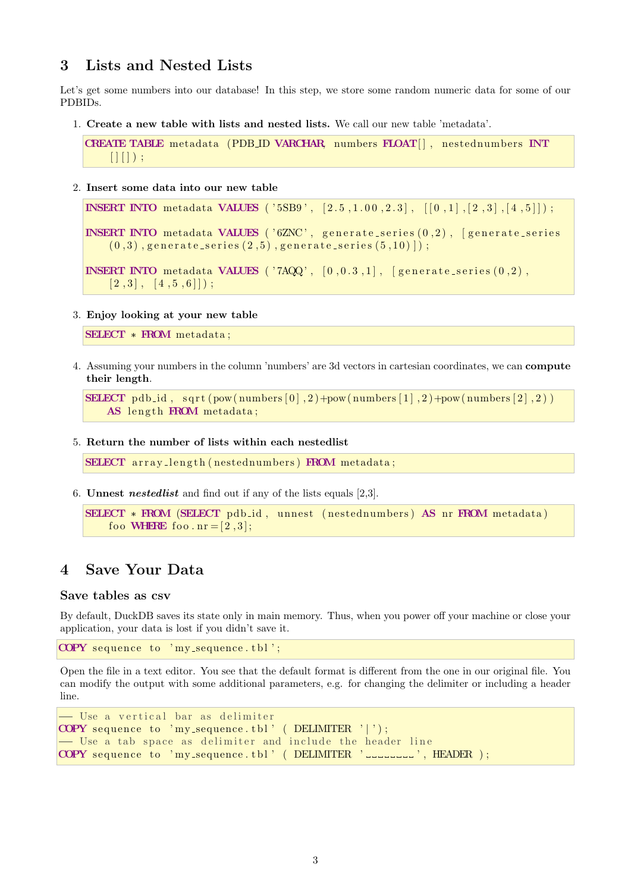## 3 Lists and Nested Lists

Let's get some numbers into our database! In this step, we store some random numeric data for some of our PDBIDs.

1. **Create a new table with lists and nested lists.** We call our new table 'metadata'.

```
CREATE TABLE metadata (PDB_ID VARCHAR, numbers FLOAT[], nestednumbers INT
    [][]);
```

2. **Insert some data into our new table**

```
INSERT INTO metadata VALUES ('5SB9', [2.5,1.00,2.3], [[0,1],[2,3],[4,5]]);

INSERT INTO metadata VALUES ('6ZNC', generate_series(0,2), [generate_series
    (0,3),generate_series(2,5),generate_series(5,10)]);

INSERT INTO metadata VALUES ('7AQQ', [0,0.3,1], [generate_series(0,2),
    [2,3], [4,5,6]]);
```

3. **Enjoy looking at your new table**

```
SELECT * FROM metadata;
```

4. Assuming your numbers in the column 'numbers' are 3d vectors in cartesian coordinates, we can **compute their length**.

```
SELECT pdb_id, sqrt(pow(numbers[0],2)+pow(numbers[1],2)+pow(numbers[2],2))
    AS length FROM metadata;
```

5. **Return the number of lists within each nestedlist**

```
SELECT array_length(nestednumbers) FROM metadata;
```

6. **Unnest *nestedlist*** and find out if any of the lists equals [2,3].

```
SELECT * FROM (SELECT pdb_id, unnest (nestednumbers) AS nr FROM metadata)
    foo WHERE foo.nr=[2,3];
```

## 4 Save Your Data

### Save tables as csv

By default, DuckDB saves its state only in main memory. Thus, when you power off your machine or close your application, your data is lost if you didn't save it.

```
COPY sequence to 'my_sequence.tbl';
```

Open the file in a text editor. You see that the default format is different from the one in our original file. You can modify the output with some additional parameters, e.g. for changing the delimiter or including a header line.

```
-- Use a vertical bar as delimiter
COPY sequence to 'my_sequence.tbl' (DELIMITER '|');
-- Use a tab space as delimiter and include the header line
COPY sequence to 'my_sequence.tbl' (DELIMITER '        ', HEADER);
```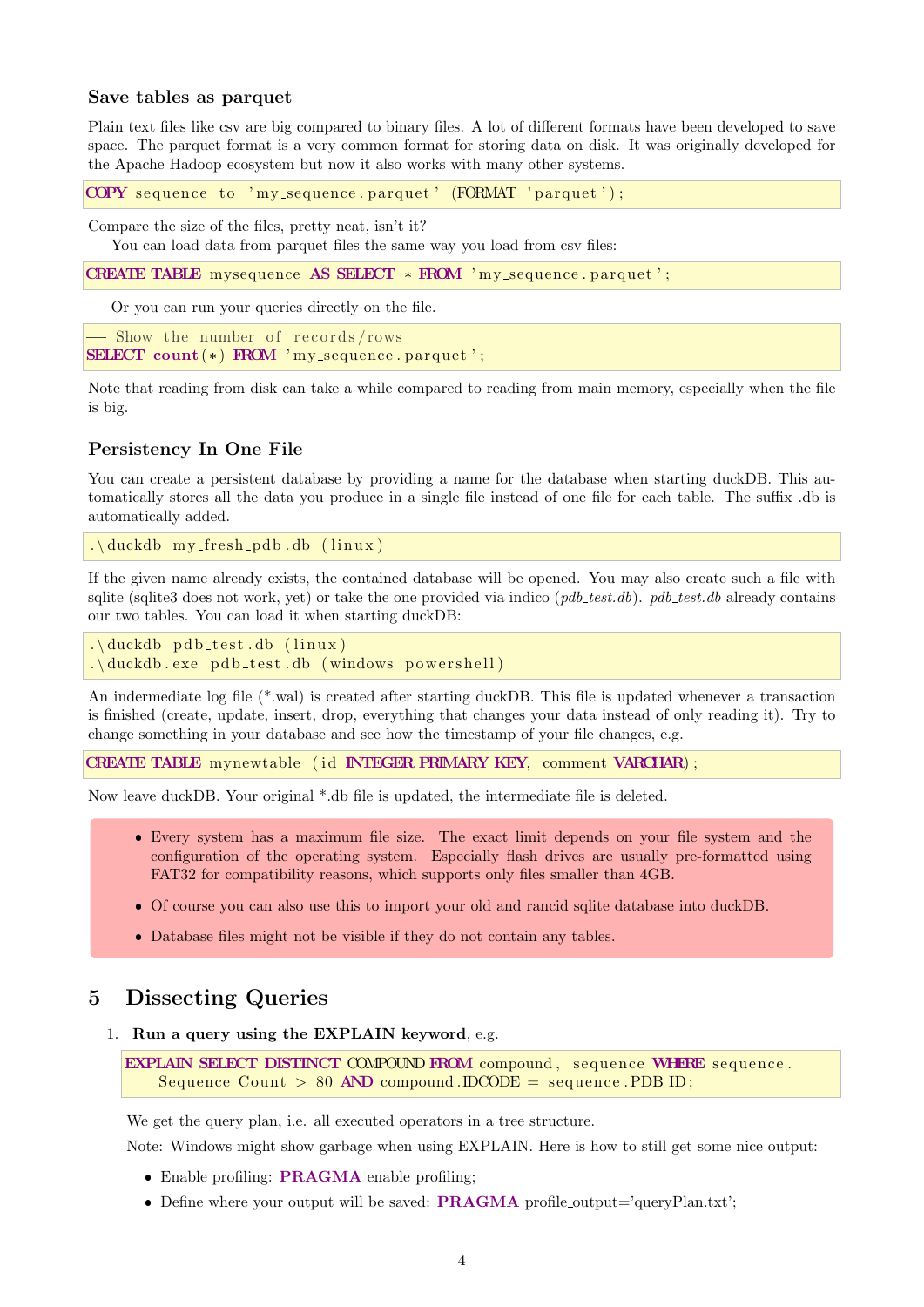### Save tables as parquet

Plain text files like csv are big compared to binary files. A lot of different formats have been developed to save space. The parquet format is a very common format for storing data on disk. It was originally developed for the Apache Hadoop ecosystem but now it also works with many other systems.

```
COPY sequence to 'my_sequence.parquet' (FORMAT 'parquet');
```

Compare the size of the files, pretty neat, isn't it?

You can load data from parquet files the same way you load from csv files:

```
CREATE TABLE mysequence AS SELECT * FROM 'my_sequence.parquet';
```

Or you can run your queries directly on the file.

```
-- Show the number of records/rows
SELECT count(*) FROM 'my_sequence.parquet';
```

Note that reading from disk can take a while compared to reading from main memory, especially when the file is big.

### Persistency In One File

You can create a persistent database by providing a name for the database when starting duckDB. This automatically stores all the data you produce in a single file instead of one file for each table. The suffix .db is automatically added.

```
.\duckdb my_fresh_pdb.db (linux)
```

If the given name already exists, the contained database will be opened. You may also create such a file with sqlite (sqlite3 does not work, yet) or take the one provided via indico (*pdb_test.db*). *pdb_test.db* already contains our two tables. You can load it when starting duckDB:

```
.\duckdb pdb_test.db (linux)
.\duckdb.exe pdb_test.db (windows powershell)
```

An indermediate log file (*.wal) is created after starting duckDB. This file is updated whenever a transaction is finished (create, update, insert, drop, everything that changes your data instead of only reading it). Try to change something in your database and see how the timestamp of your file changes, e.g.

```
CREATE TABLE mynewtable (id INTEGER PRIMARY KEY, comment VARCHAR);
```

Now leave duckDB. Your original *.db file is updated, the intermediate file is deleted.

- Every system has a maximum file size. The exact limit depends on your file system and the configuration of the operating system. Especially flash drives are usually pre-formatted using FAT32 for compatibility reasons, which supports only files smaller than 4GB.
- Of course you can also use this to import your old and rancid sqlite database into duckDB.
- Database files might not be visible if they do not contain any tables.

## 5 Dissecting Queries

1. **Run a query using the EXPLAIN keyword**, e.g.

   ```
   EXPLAIN SELECT DISTINCT COMPOUND FROM compound, sequence WHERE sequence.
       Sequence_Count > 80 AND compound.IDCODE = sequence.PDB_ID;
   ```

   We get the query plan, i.e. all executed operators in a tree structure.

   Note: Windows might show garbage when using EXPLAIN. Here is how to still get some nice output:

   - Enable profiling: **PRAGMA** enable_profiling;
   - Define where your output will be saved: **PRAGMA** profile_output='queryPlan.txt';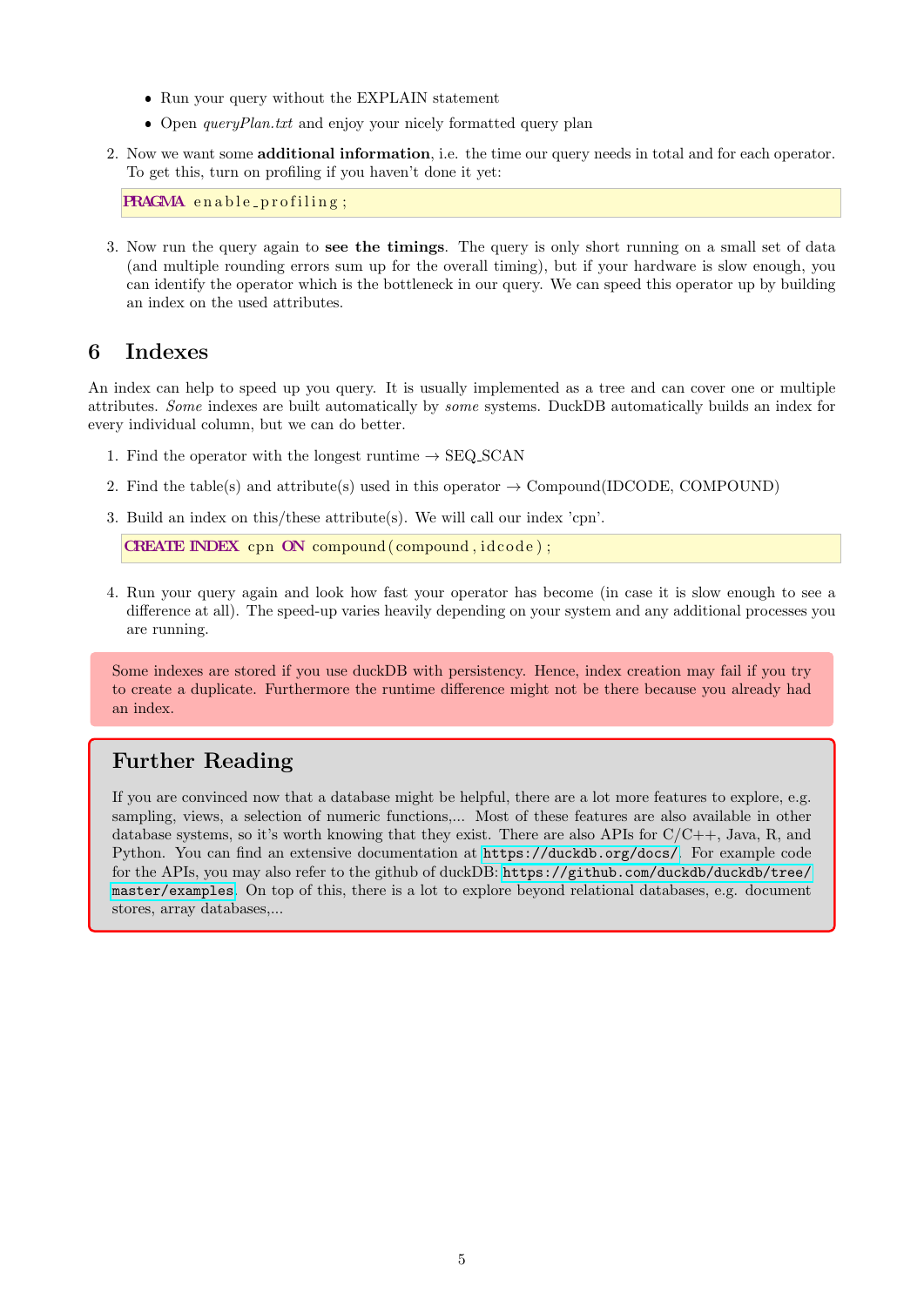- Run your query without the EXPLAIN statement
- Open *queryPlan.txt* and enjoy your nicely formatted query plan

2. Now we want some **additional information**, i.e. the time our query needs in total and for each operator. To get this, turn on profiling if you haven't done it yet:

```
PRAGMA enable_profiling;
```

3. Now run the query again to **see the timings**. The query is only short running on a small set of data (and multiple rounding errors sum up for the overall timing), but if your hardware is slow enough, you can identify the operator which is the bottleneck in our query. We can speed this operator up by building an index on the used attributes.

## 6 Indexes

An index can help to speed up you query. It is usually implemented as a tree and can cover one or multiple attributes. *Some* indexes are built automatically by *some* systems. DuckDB automatically builds an index for every individual column, but we can do better.

1. Find the operator with the longest runtime → SEQ_SCAN
2. Find the table(s) and attribute(s) used in this operator → Compound(IDCODE, COMPOUND)
3. Build an index on this/these attribute(s). We will call our index 'cpn'.

```
CREATE INDEX cpn ON compound(compound, idcode);
```

4. Run your query again and look how fast your operator has become (in case it is slow enough to see a difference at all). The speed-up varies heavily depending on your system and any additional processes you are running.

Some indexes are stored if you use duckDB with persistency. Hence, index creation may fail if you try to create a duplicate. Furthermore the runtime difference might not be there because you already had an index.

### Further Reading

If you are convinced now that a database might be helpful, there are a lot more features to explore, e.g. sampling, views, a selection of numeric functions,... Most of these features are also available in other database systems, so it's worth knowing that they exist. There are also APIs for C/C++, Java, R, and Python. You can find an extensive documentation at `https://duckdb.org/docs/`. For example code for the APIs, you may also refer to the github of duckDB: `https://github.com/duckdb/duckdb/tree/master/examples`. On top of this, there is a lot to explore beyond relational databases, e.g. document stores, array databases,...